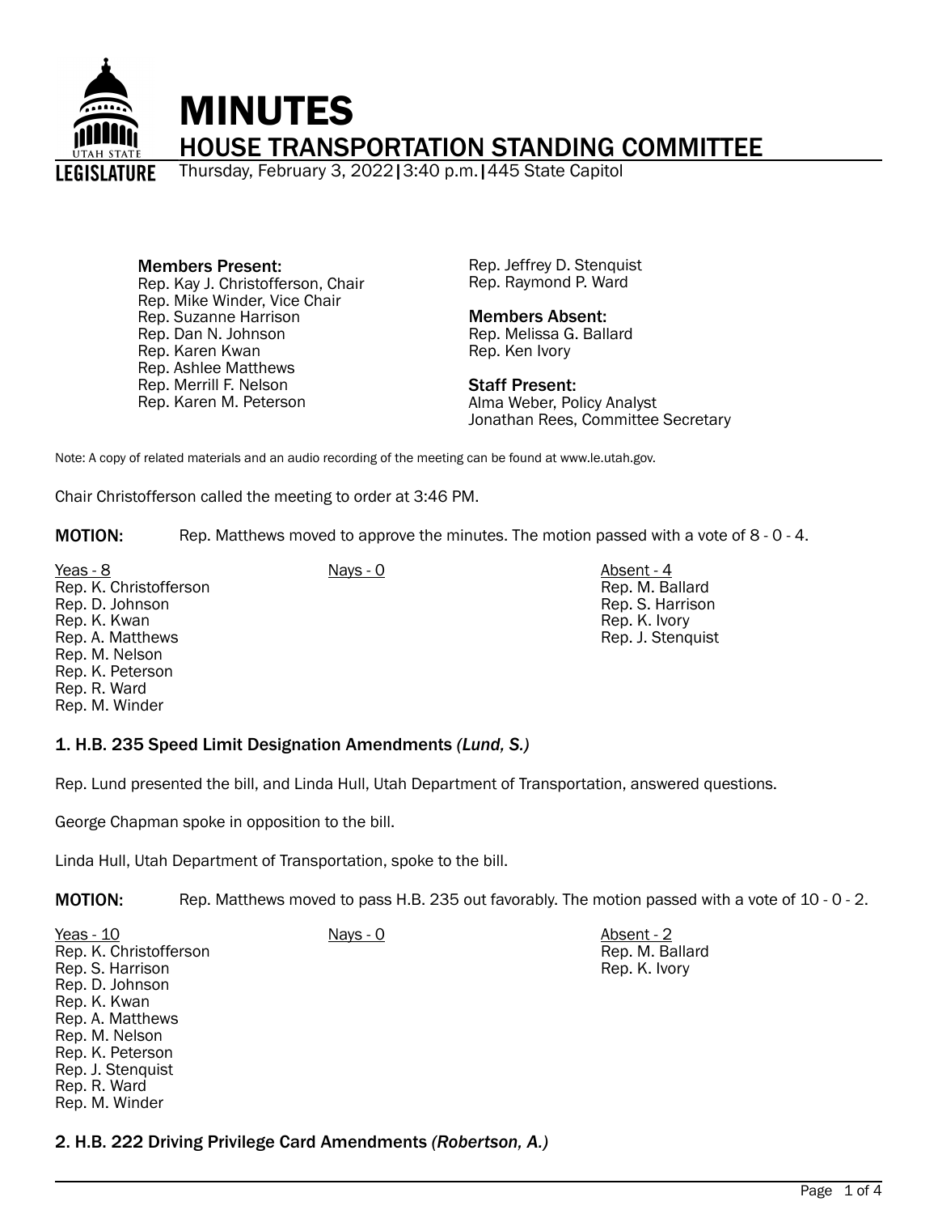# MINUTES

## HOUSE TRANSPORTATION STANDING COMMITTEE

Thursday, February 3, 2022 | 3:40 p.m. | 445 State Capitol

**Members Present:**
Rep. Kay J. Christofferson, Chair
Rep. Mike Winder, Vice Chair
Rep. Suzanne Harrison
Rep. Dan N. Johnson
Rep. Karen Kwan
Rep. Ashlee Matthews
Rep. Merrill F. Nelson
Rep. Karen M. Peterson
Rep. Jeffrey D. Stenquist
Rep. Raymond P. Ward

**Members Absent:**
Rep. Melissa G. Ballard
Rep. Ken Ivory

**Staff Present:**
Alma Weber, Policy Analyst
Jonathan Rees, Committee Secretary

Note: A copy of related materials and an audio recording of the meeting can be found at www.le.utah.gov.

Chair Christofferson called the meeting to order at 3:46 PM.

**MOTION:** Rep. Matthews moved to approve the minutes. The motion passed with a vote of 8 - 0 - 4.

| Yeas - 8 | Nays - 0 | Absent - 4 |
|---|---|---|
| Rep. K. Christofferson | | Rep. M. Ballard |
| Rep. D. Johnson | | Rep. S. Harrison |
| Rep. K. Kwan | | Rep. K. Ivory |
| Rep. A. Matthews | | Rep. J. Stenquist |
| Rep. M. Nelson | | |
| Rep. K. Peterson | | |
| Rep. R. Ward | | |
| Rep. M. Winder | | |

### 1. H.B. 235 Speed Limit Designation Amendments *(Lund, S.)*

Rep. Lund presented the bill, and Linda Hull, Utah Department of Transportation, answered questions.

George Chapman spoke in opposition to the bill.

Linda Hull, Utah Department of Transportation, spoke to the bill.

**MOTION:** Rep. Matthews moved to pass H.B. 235 out favorably. The motion passed with a vote of 10 - 0 - 2.

| Yeas - 10 | Nays - 0 | Absent - 2 |
|---|---|---|
| Rep. K. Christofferson | | Rep. M. Ballard |
| Rep. S. Harrison | | Rep. K. Ivory |
| Rep. D. Johnson | | |
| Rep. K. Kwan | | |
| Rep. A. Matthews | | |
| Rep. M. Nelson | | |
| Rep. K. Peterson | | |
| Rep. J. Stenquist | | |
| Rep. R. Ward | | |
| Rep. M. Winder | | |

### 2. H.B. 222 Driving Privilege Card Amendments *(Robertson, A.)*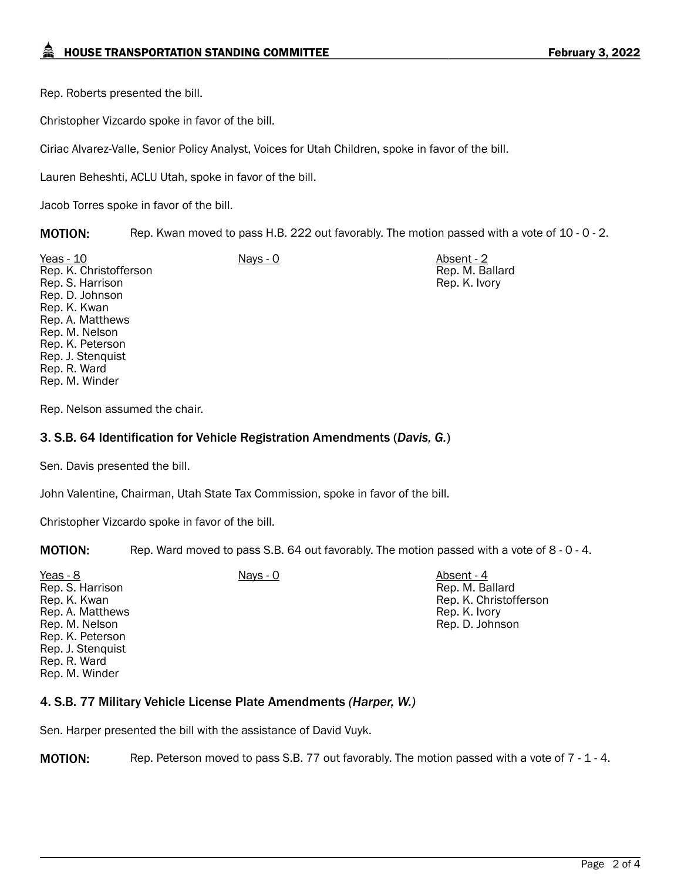Rep. Roberts presented the bill.

Christopher Vizcardo spoke in favor of the bill.

Ciriac Alvarez-Valle, Senior Policy Analyst, Voices for Utah Children, spoke in favor of the bill.

Lauren Beheshti, ACLU Utah, spoke in favor of the bill.

Jacob Torres spoke in favor of the bill.

**MOTION:** Rep. Kwan moved to pass H.B. 222 out favorably. The motion passed with a vote of 10 - 0 - 2.

| Yeas - 10 | Nays - 0 | Absent - 2 |
|---|---|---|
| Rep. K. Christofferson | | Rep. M. Ballard |
| Rep. S. Harrison | | Rep. K. Ivory |
| Rep. D. Johnson | | |
| Rep. K. Kwan | | |
| Rep. A. Matthews | | |
| Rep. M. Nelson | | |
| Rep. K. Peterson | | |
| Rep. J. Stenquist | | |
| Rep. R. Ward | | |
| Rep. M. Winder | | |

Rep. Nelson assumed the chair.

### 3. S.B. 64 Identification for Vehicle Registration Amendments (*Davis, G.*)

Sen. Davis presented the bill.

John Valentine, Chairman, Utah State Tax Commission, spoke in favor of the bill.

Christopher Vizcardo spoke in favor of the bill.

**MOTION:** Rep. Ward moved to pass S.B. 64 out favorably. The motion passed with a vote of 8 - 0 - 4.

| Yeas - 8 | Nays - 0 | Absent - 4 |
|---|---|---|
| Rep. S. Harrison | | Rep. M. Ballard |
| Rep. K. Kwan | | Rep. K. Christofferson |
| Rep. A. Matthews | | Rep. K. Ivory |
| Rep. M. Nelson | | Rep. D. Johnson |
| Rep. K. Peterson | | |
| Rep. J. Stenquist | | |
| Rep. R. Ward | | |
| Rep. M. Winder | | |

### 4. S.B. 77 Military Vehicle License Plate Amendments *(Harper, W.)*

Sen. Harper presented the bill with the assistance of David Vuyk.

**MOTION:** Rep. Peterson moved to pass S.B. 77 out favorably. The motion passed with a vote of 7 - 1 - 4.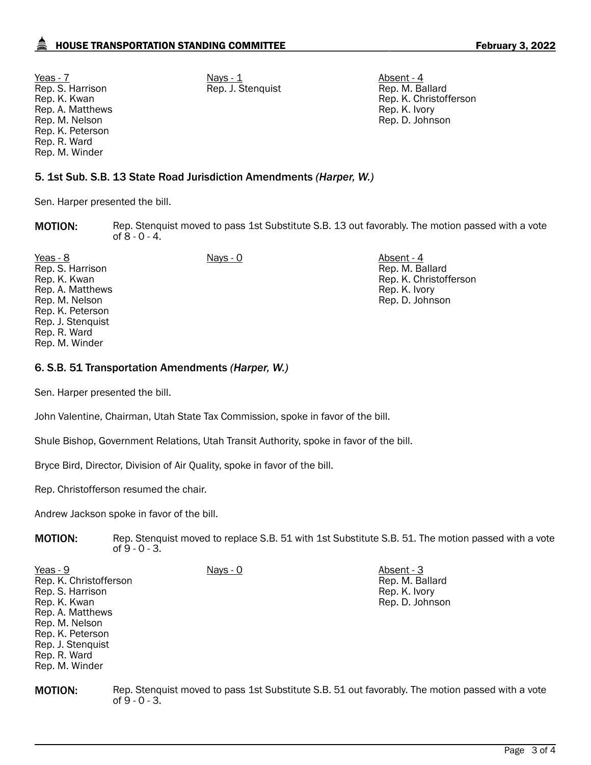| Yeas - 7 | Nays - 1 | Absent - 4 |
|---|---|---|
| Rep. S. Harrison | Rep. J. Stenquist | Rep. M. Ballard |
| Rep. K. Kwan | | Rep. K. Christofferson |
| Rep. A. Matthews | | Rep. K. Ivory |
| Rep. M. Nelson | | Rep. D. Johnson |
| Rep. K. Peterson | | |
| Rep. R. Ward | | |
| Rep. M. Winder | | |

## 5. 1st Sub. S.B. 13 State Road Jurisdiction Amendments *(Harper, W.)*

Sen. Harper presented the bill.

**MOTION:** Rep. Stenquist moved to pass 1st Substitute S.B. 13 out favorably. The motion passed with a vote of 8 - 0 - 4.

| Yeas - 8 | Nays - 0 | Absent - 4 |
|---|---|---|
| Rep. S. Harrison | | Rep. M. Ballard |
| Rep. K. Kwan | | Rep. K. Christofferson |
| Rep. A. Matthews | | Rep. K. Ivory |
| Rep. M. Nelson | | Rep. D. Johnson |
| Rep. K. Peterson | | |
| Rep. J. Stenquist | | |
| Rep. R. Ward | | |
| Rep. M. Winder | | |

## 6. S.B. 51 Transportation Amendments *(Harper, W.)*

Sen. Harper presented the bill.

John Valentine, Chairman, Utah State Tax Commission, spoke in favor of the bill.

Shule Bishop, Government Relations, Utah Transit Authority, spoke in favor of the bill.

Bryce Bird, Director, Division of Air Quality, spoke in favor of the bill.

Rep. Christofferson resumed the chair.

Andrew Jackson spoke in favor of the bill.

**MOTION:** Rep. Stenquist moved to replace S.B. 51 with 1st Substitute S.B. 51. The motion passed with a vote of 9 - 0 - 3.

| Yeas - 9 | Nays - 0 | Absent - 3 |
|---|---|---|
| Rep. K. Christofferson | | Rep. M. Ballard |
| Rep. S. Harrison | | Rep. K. Ivory |
| Rep. K. Kwan | | Rep. D. Johnson |
| Rep. A. Matthews | | |
| Rep. M. Nelson | | |
| Rep. K. Peterson | | |
| Rep. J. Stenquist | | |
| Rep. R. Ward | | |
| Rep. M. Winder | | |

**MOTION:** Rep. Stenquist moved to pass 1st Substitute S.B. 51 out favorably. The motion passed with a vote of 9 - 0 - 3.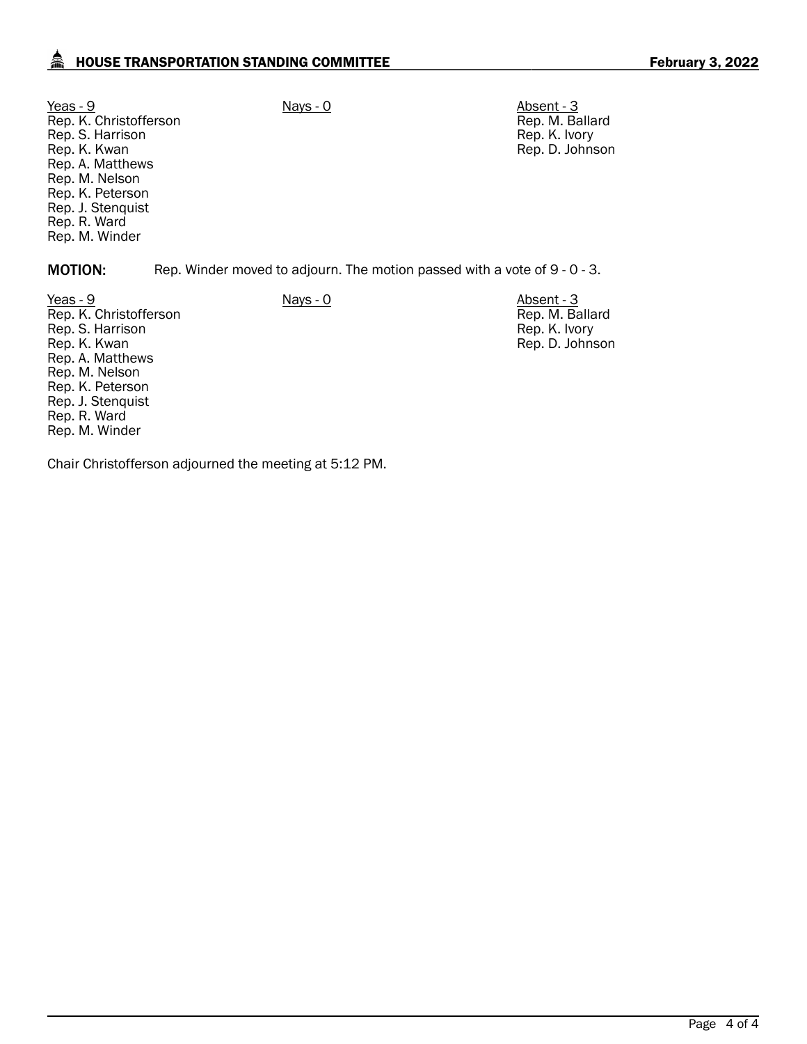| Yeas - 9 | Nays - 0 | Absent - 3 |
|---|---|---|
| Rep. K. Christofferson | | Rep. M. Ballard |
| Rep. S. Harrison | | Rep. K. Ivory |
| Rep. K. Kwan | | Rep. D. Johnson |
| Rep. A. Matthews | | |
| Rep. M. Nelson | | |
| Rep. K. Peterson | | |
| Rep. J. Stenquist | | |
| Rep. R. Ward | | |
| Rep. M. Winder | | |

**MOTION:** Rep. Winder moved to adjourn. The motion passed with a vote of 9 - 0 - 3.

| Yeas - 9 | Nays - 0 | Absent - 3 |
|---|---|---|
| Rep. K. Christofferson | | Rep. M. Ballard |
| Rep. S. Harrison | | Rep. K. Ivory |
| Rep. K. Kwan | | Rep. D. Johnson |
| Rep. A. Matthews | | |
| Rep. M. Nelson | | |
| Rep. K. Peterson | | |
| Rep. J. Stenquist | | |
| Rep. R. Ward | | |
| Rep. M. Winder | | |

Chair Christofferson adjourned the meeting at 5:12 PM.